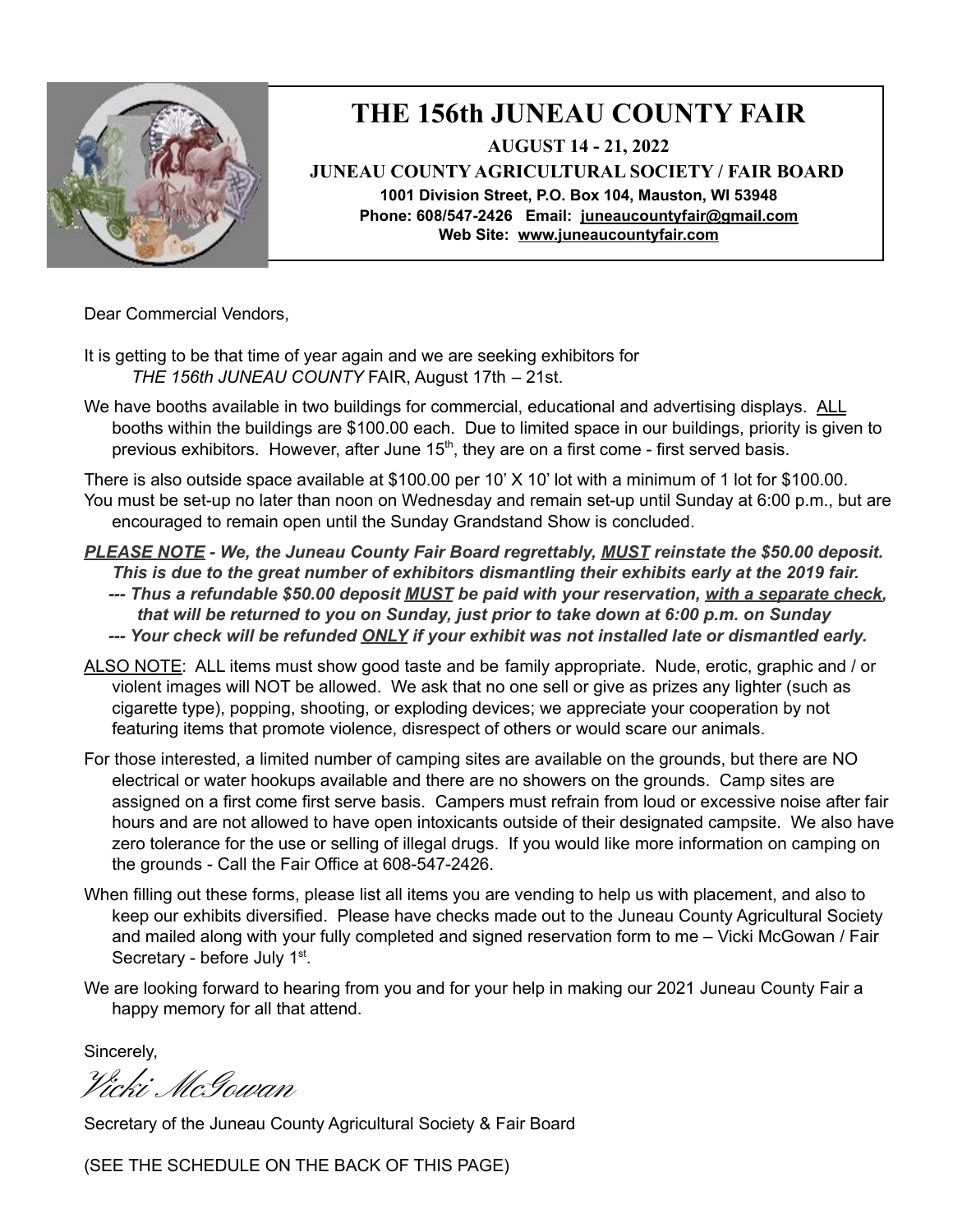# THE 156th JUNEAU COUNTY FAIR

**AUGUST 14 - 21, 2022**

**JUNEAU COUNTY AGRICULTURAL SOCIETY / FAIR BOARD**

**1001 Division Street, P.O. Box 104, Mauston, WI 53948**

**Phone: 608/547-2426 Email: juneaucountyfair@gmail.com**

**Web Site: www.juneaucountyfair.com**

Dear Commercial Vendors,

It is getting to be that time of year again and we are seeking exhibitors for *THE 156th JUNEAU COUNTY* FAIR, August 17th – 21st.

We have booths available in two buildings for commercial, educational and advertising displays. ALL booths within the buildings are $100.00 each. Due to limited space in our buildings, priority is given to previous exhibitors. However, after June 15th, they are on a first come - first served basis.

There is also outside space available at $100.00 per 10' X 10' lot with a minimum of 1 lot for $100.00. You must be set-up no later than noon on Wednesday and remain set-up until Sunday at 6:00 p.m., but are encouraged to remain open until the Sunday Grandstand Show is concluded.

***PLEASE NOTE* - We, the Juneau County Fair Board regrettably, *MUST* reinstate the $50.00 deposit. This is due to the great number of exhibitors dismantling their exhibits early at the 2019 fair.**
***--- Thus a refundable $50.00 deposit MUST be paid with your reservation, with a separate check, that will be returned to you on Sunday, just prior to take down at 6:00 p.m. on Sunday***
***--- Your check will be refunded ONLY if your exhibit was not installed late or dismantled early.***

ALSO NOTE: ALL items must show good taste and be family appropriate. Nude, erotic, graphic and / or violent images will NOT be allowed. We ask that no one sell or give as prizes any lighter (such as cigarette type), popping, shooting, or exploding devices; we appreciate your cooperation by not featuring items that promote violence, disrespect of others or would scare our animals.

For those interested, a limited number of camping sites are available on the grounds, but there are NO electrical or water hookups available and there are no showers on the grounds. Camp sites are assigned on a first come first serve basis. Campers must refrain from loud or excessive noise after fair hours and are not allowed to have open intoxicants outside of their designated campsite. We also have zero tolerance for the use or selling of illegal drugs. If you would like more information on camping on the grounds - Call the Fair Office at 608-547-2426.

When filling out these forms, please list all items you are vending to help us with placement, and also to keep our exhibits diversified. Please have checks made out to the Juneau County Agricultural Society and mailed along with your fully completed and signed reservation form to me – Vicki McGowan / Fair Secretary - before July 1st.

We are looking forward to hearing from you and for your help in making our 2021 Juneau County Fair a happy memory for all that attend.

Sincerely,

*Vicki McGowan*

Secretary of the Juneau County Agricultural Society & Fair Board

(SEE THE SCHEDULE ON THE BACK OF THIS PAGE)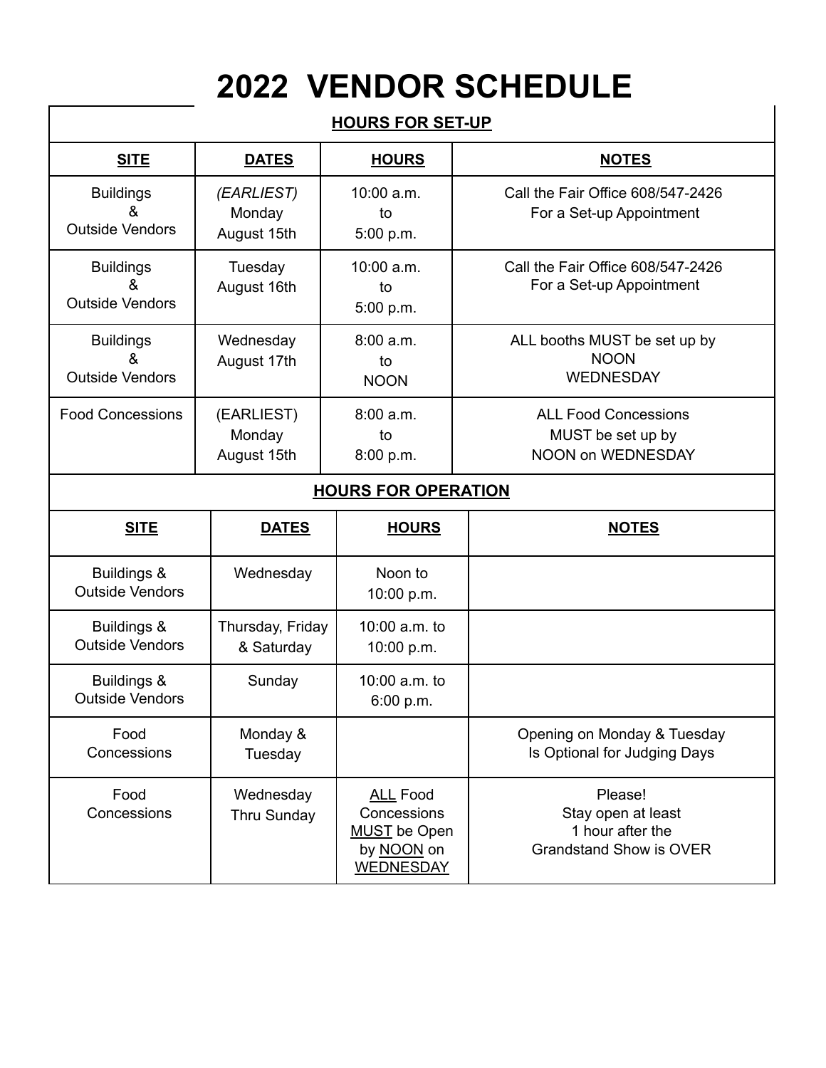# 2022 VENDOR SCHEDULE

| **HOURS FOR SET-UP** | | | |
|---|---|---|---|
| **SITE** | **DATES** | **HOURS** | **NOTES** |
| Buildings & Outside Vendors | *(EARLIEST)* Monday August 15th | 10:00 a.m. to 5:00 p.m. | Call the Fair Office 608/547-2426 For a Set-up Appointment |
| Buildings & Outside Vendors | Tuesday August 16th | 10:00 a.m. to 5:00 p.m. | Call the Fair Office 608/547-2426 For a Set-up Appointment |
| Buildings & Outside Vendors | Wednesday August 17th | 8:00 a.m. to NOON | ALL booths MUST be set up by NOON WEDNESDAY |
| Food Concessions | (EARLIEST) Monday August 15th | 8:00 a.m. to 8:00 p.m. | ALL Food Concessions MUST be set up by NOON on WEDNESDAY |

| **HOURS FOR OPERATION** | | | |
|---|---|---|---|
| **SITE** | **DATES** | **HOURS** | **NOTES** |
| Buildings & Outside Vendors | Wednesday | Noon to 10:00 p.m. | |
| Buildings & Outside Vendors | Thursday, Friday & Saturday | 10:00 a.m. to 10:00 p.m. | |
| Buildings & Outside Vendors | Sunday | 10:00 a.m. to 6:00 p.m. | |
| Food Concessions | Monday & Tuesday | | Opening on Monday & Tuesday Is Optional for Judging Days |
| Food Concessions | Wednesday Thru Sunday | ALL Food Concessions MUST be Open by NOON on WEDNESDAY | Please! Stay open at least 1 hour after the Grandstand Show is OVER |